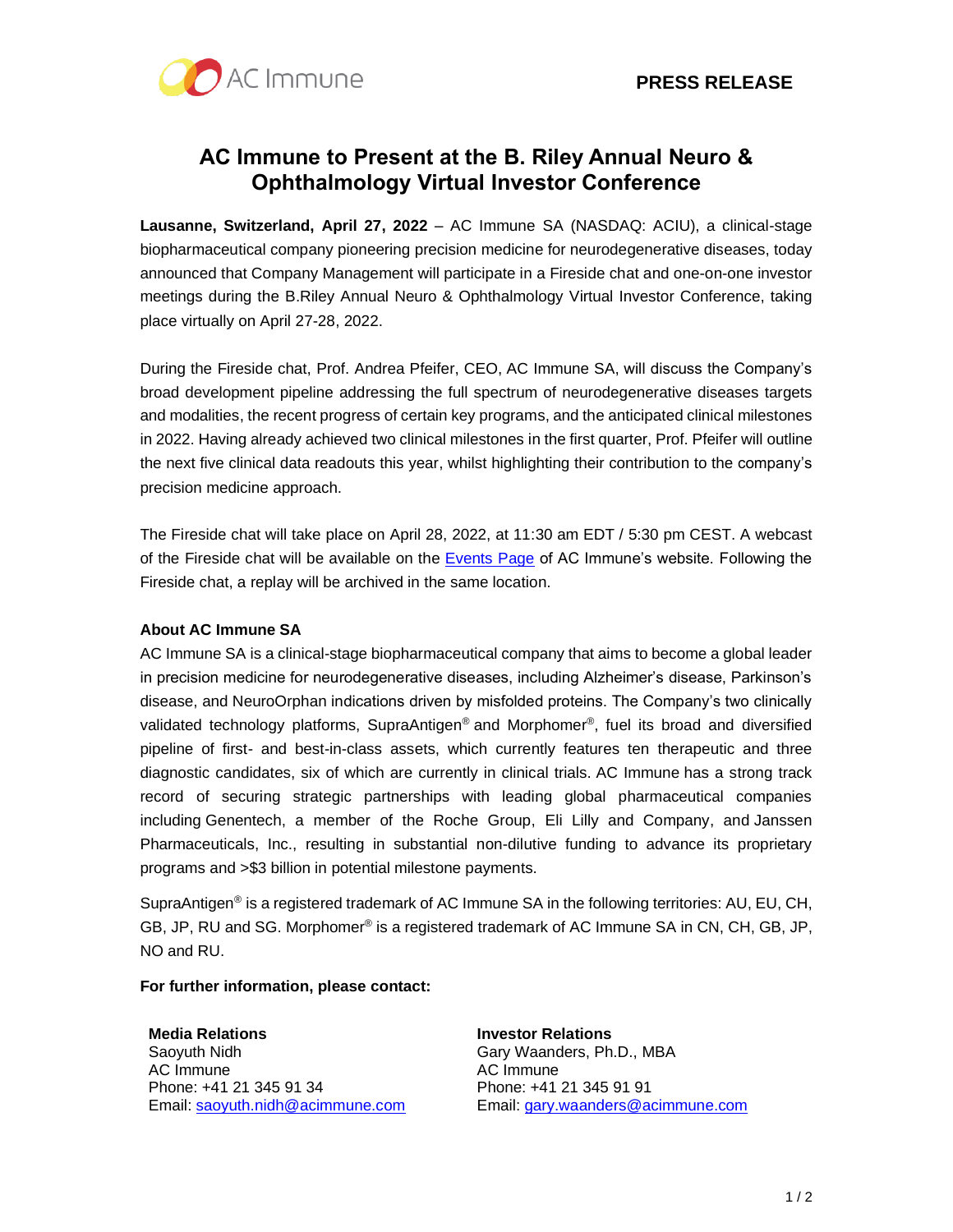AC Immune

**PRESS RELEASE**

# AC Immune to Present at the B. Riley Annual Neuro & Ophthalmology Virtual Investor Conference

**Lausanne, Switzerland, April 27, 2022** – AC Immune SA (NASDAQ: ACIU), a clinical-stage biopharmaceutical company pioneering precision medicine for neurodegenerative diseases, today announced that Company Management will participate in a Fireside chat and one-on-one investor meetings during the B.Riley Annual Neuro & Ophthalmology Virtual Investor Conference, taking place virtually on April 27-28, 2022.

During the Fireside chat, Prof. Andrea Pfeifer, CEO, AC Immune SA, will discuss the Company's broad development pipeline addressing the full spectrum of neurodegenerative diseases targets and modalities, the recent progress of certain key programs, and the anticipated clinical milestones in 2022. Having already achieved two clinical milestones in the first quarter, Prof. Pfeifer will outline the next five clinical data readouts this year, whilst highlighting their contribution to the company's precision medicine approach.

The Fireside chat will take place on April 28, 2022, at 11:30 am EDT / 5:30 pm CEST. A webcast of the Fireside chat will be available on the Events Page of AC Immune's website. Following the Fireside chat, a replay will be archived in the same location.

**About AC Immune SA**

AC Immune SA is a clinical-stage biopharmaceutical company that aims to become a global leader in precision medicine for neurodegenerative diseases, including Alzheimer's disease, Parkinson's disease, and NeuroOrphan indications driven by misfolded proteins. The Company's two clinically validated technology platforms, SupraAntigen® and Morphomer®, fuel its broad and diversified pipeline of first- and best-in-class assets, which currently features ten therapeutic and three diagnostic candidates, six of which are currently in clinical trials. AC Immune has a strong track record of securing strategic partnerships with leading global pharmaceutical companies including Genentech, a member of the Roche Group, Eli Lilly and Company, and Janssen Pharmaceuticals, Inc., resulting in substantial non-dilutive funding to advance its proprietary programs and >$3 billion in potential milestone payments.

SupraAntigen® is a registered trademark of AC Immune SA in the following territories: AU, EU, CH, GB, JP, RU and SG. Morphomer® is a registered trademark of AC Immune SA in CN, CH, GB, JP, NO and RU.

**For further information, please contact:**

**Media Relations**
Saoyuth Nidh
AC Immune
Phone: +41 21 345 91 34
Email: saoyuth.nidh@acimmune.com

**Investor Relations**
Gary Waanders, Ph.D., MBA
AC Immune
Phone: +41 21 345 91 91
Email: gary.waanders@acimmune.com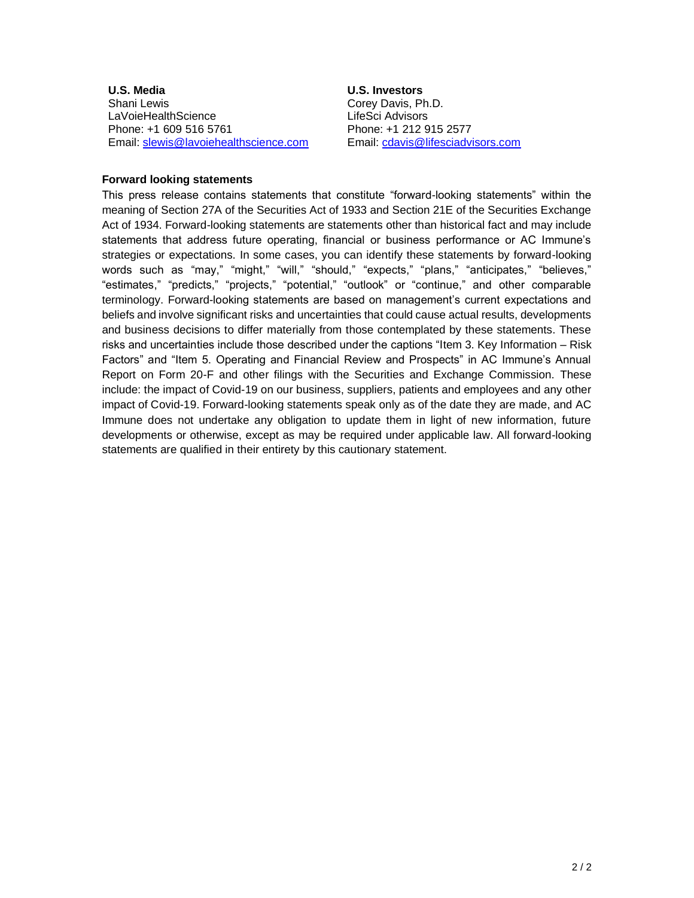**U.S. Media**
Shani Lewis
LaVoieHealthScience
Phone: +1 609 516 5761
Email: slewis@lavoiehealthscience.com

**U.S. Investors**
Corey Davis, Ph.D.
LifeSci Advisors
Phone: +1 212 915 2577
Email: cdavis@lifesciadvisors.com

**Forward looking statements**

This press release contains statements that constitute "forward-looking statements" within the meaning of Section 27A of the Securities Act of 1933 and Section 21E of the Securities Exchange Act of 1934. Forward-looking statements are statements other than historical fact and may include statements that address future operating, financial or business performance or AC Immune's strategies or expectations. In some cases, you can identify these statements by forward-looking words such as "may," "might," "will," "should," "expects," "plans," "anticipates," "believes," "estimates," "predicts," "projects," "potential," "outlook" or "continue," and other comparable terminology. Forward-looking statements are based on management's current expectations and beliefs and involve significant risks and uncertainties that could cause actual results, developments and business decisions to differ materially from those contemplated by these statements. These risks and uncertainties include those described under the captions "Item 3. Key Information – Risk Factors" and "Item 5. Operating and Financial Review and Prospects" in AC Immune's Annual Report on Form 20-F and other filings with the Securities and Exchange Commission. These include: the impact of Covid-19 on our business, suppliers, patients and employees and any other impact of Covid-19. Forward-looking statements speak only as of the date they are made, and AC Immune does not undertake any obligation to update them in light of new information, future developments or otherwise, except as may be required under applicable law. All forward-looking statements are qualified in their entirety by this cautionary statement.